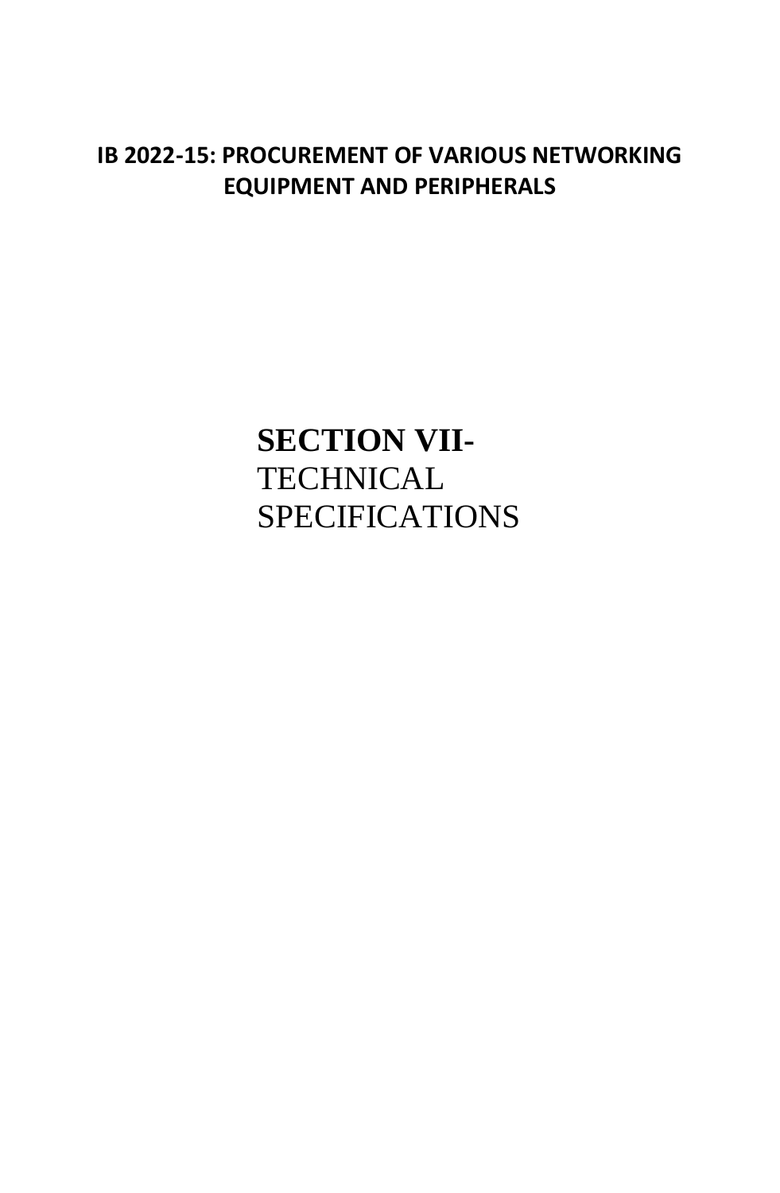**IB 2022-15: PROCUREMENT OF VARIOUS NETWORKING EQUIPMENT AND PERIPHERALS**

# **SECTION VII-** TECHNICAL SPECIFICATIONS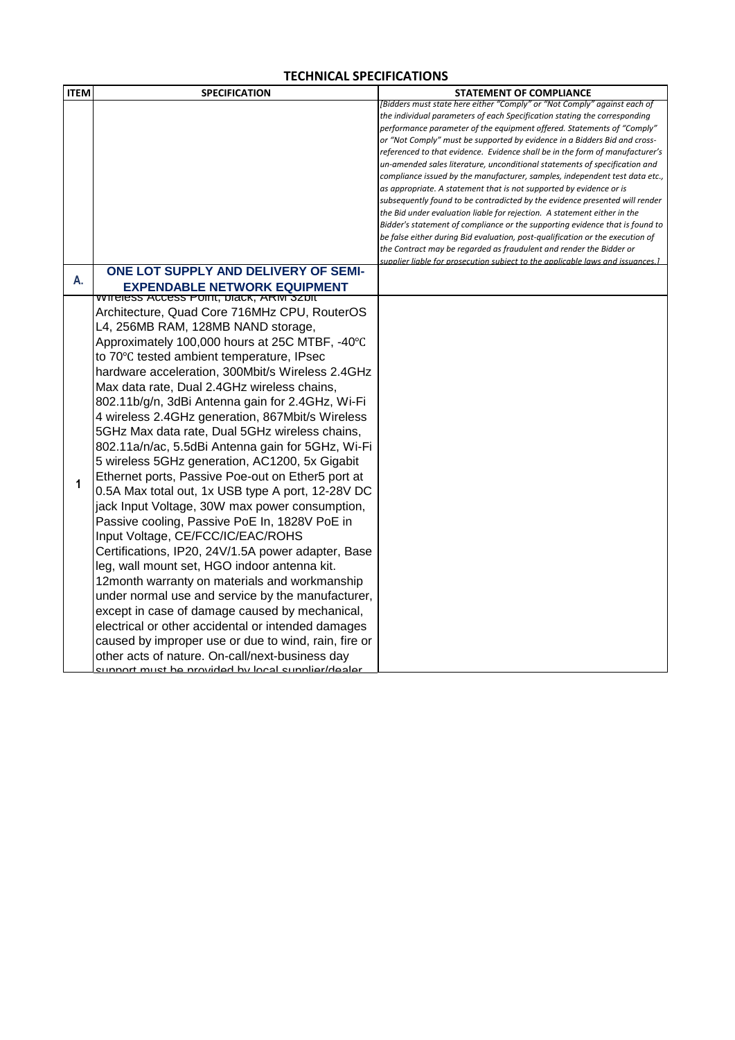## TECHNICAL SPECIFICATIONS

| ITEM | SPECIFICATION | STATEMENT OF COMPLIANCE |
|---|---|---|
| | | *[Bidders must state here either "Comply" or "Not Comply" against each of the individual parameters of each Specification stating the corresponding performance parameter of the equipment offered. Statements of "Comply" or "Not Comply" must be supported by evidence in a Bidders Bid and cross-referenced to that evidence. Evidence shall be in the form of manufacturer's un-amended sales literature, unconditional statements of specification and compliance issued by the manufacturer, samples, independent test data etc., as appropriate. A statement that is not supported by evidence or is subsequently found to be contradicted by the evidence presented will render the Bid under evaluation liable for rejection. A statement either in the Bidder's statement of compliance or the supporting evidence that is found to be false either during Bid evaluation, post-qualification or the execution of the Contract may be regarded as fraudulent and render the Bidder or supplier liable for prosecution subject to the applicable laws and issuances.]* |
| A. | **ONE LOT SUPPLY AND DELIVERY OF SEMI-EXPENDABLE NETWORK EQUIPMENT** | |
| 1 | Wireless Access Point, black, ARM 32bit Architecture, Quad Core 716MHz CPU, RouterOS L4, 256MB RAM, 128MB NAND storage, Approximately 100,000 hours at 25C MTBF, -40℃ to 70℃ tested ambient temperature, IPsec hardware acceleration, 300Mbit/s Wireless 2.4GHz Max data rate, Dual 2.4GHz wireless chains, 802.11b/g/n, 3dBi Antenna gain for 2.4GHz, Wi-Fi 4 wireless 2.4GHz generation, 867Mbit/s Wireless 5GHz Max data rate, Dual 5GHz wireless chains, 802.11a/n/ac, 5.5dBi Antenna gain for 5GHz, Wi-Fi 5 wireless 5GHz generation, AC1200, 5x Gigabit Ethernet ports, Passive Poe-out on Ether5 port at 0.5A Max total out, 1x USB type A port, 12-28V DC jack Input Voltage, 30W max power consumption, Passive cooling, Passive PoE In, 1828V PoE in Input Voltage, CE/FCC/IC/EAC/ROHS Certifications, IP20, 24V/1.5A power adapter, Base leg, wall mount set, HGO indoor antenna kit. 12month warranty on materials and workmanship under normal use and service by the manufacturer, except in case of damage caused by mechanical, electrical or other accidental or intended damages caused by improper use or due to wind, rain, fire or other acts of nature. On-call/next-business day support must be provided by local supplier/dealer | |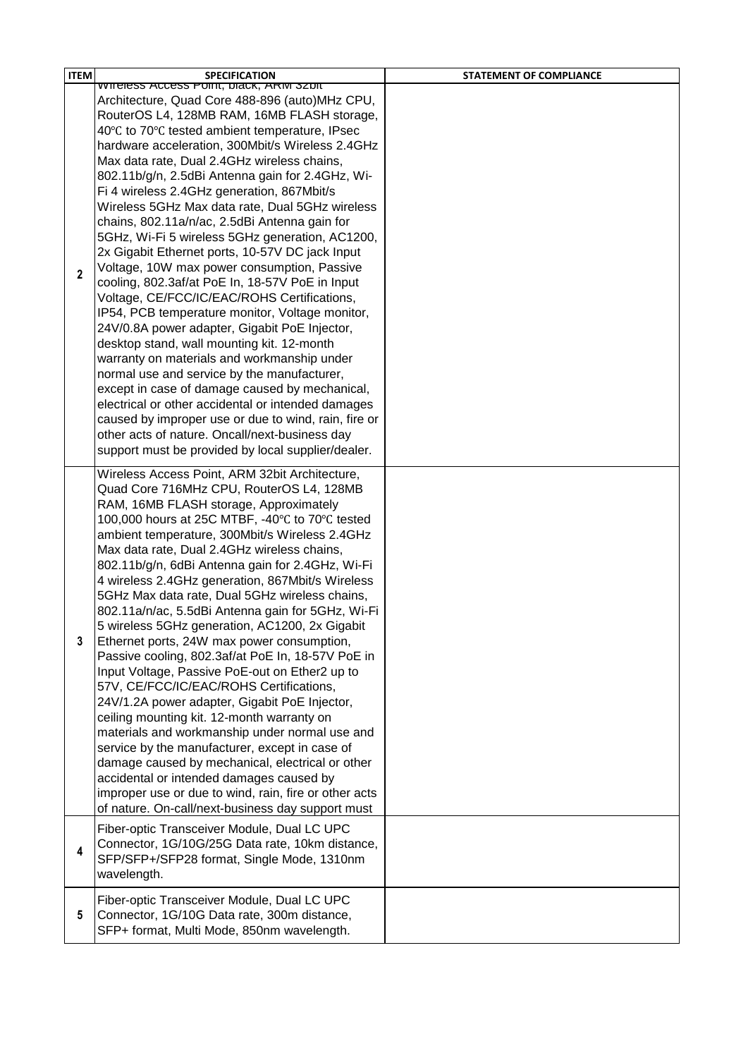| ITEM | SPECIFICATION | STATEMENT OF COMPLIANCE |
|---|---|---|
| 2 | Wireless Access Point, black, ARM 32bit Architecture, Quad Core 488-896 (auto)MHz CPU, RouterOS L4, 128MB RAM, 16MB FLASH storage, 40℃ to 70℃ tested ambient temperature, IPsec hardware acceleration, 300Mbit/s Wireless 2.4GHz Max data rate, Dual 2.4GHz wireless chains, 802.11b/g/n, 2.5dBi Antenna gain for 2.4GHz, Wi-Fi 4 wireless 2.4GHz generation, 867Mbit/s Wireless 5GHz Max data rate, Dual 5GHz wireless chains, 802.11a/n/ac, 2.5dBi Antenna gain for 5GHz, Wi-Fi 5 wireless 5GHz generation, AC1200, 2x Gigabit Ethernet ports, 10-57V DC jack Input Voltage, 10W max power consumption, Passive cooling, 802.3af/at PoE In, 18-57V PoE in Input Voltage, CE/FCC/IC/EAC/ROHS Certifications, IP54, PCB temperature monitor, Voltage monitor, 24V/0.8A power adapter, Gigabit PoE Injector, desktop stand, wall mounting kit. 12-month warranty on materials and workmanship under normal use and service by the manufacturer, except in case of damage caused by mechanical, electrical or other accidental or intended damages caused by improper use or due to wind, rain, fire or other acts of nature. Oncall/next-business day support must be provided by local supplier/dealer. | |
| 3 | Wireless Access Point, ARM 32bit Architecture, Quad Core 716MHz CPU, RouterOS L4, 128MB RAM, 16MB FLASH storage, Approximately 100,000 hours at 25C MTBF, -40℃ to 70℃ tested ambient temperature, 300Mbit/s Wireless 2.4GHz Max data rate, Dual 2.4GHz wireless chains, 802.11b/g/n, 6dBi Antenna gain for 2.4GHz, Wi-Fi 4 wireless 2.4GHz generation, 867Mbit/s Wireless 5GHz Max data rate, Dual 5GHz wireless chains, 802.11a/n/ac, 5.5dBi Antenna gain for 5GHz, Wi-Fi 5 wireless 5GHz generation, AC1200, 2x Gigabit Ethernet ports, 24W max power consumption, Passive cooling, 802.3af/at PoE In, 18-57V PoE in Input Voltage, Passive PoE-out on Ether2 up to 57V, CE/FCC/IC/EAC/ROHS Certifications, 24V/1.2A power adapter, Gigabit PoE Injector, ceiling mounting kit. 12-month warranty on materials and workmanship under normal use and service by the manufacturer, except in case of damage caused by mechanical, electrical or other accidental or intended damages caused by improper use or due to wind, rain, fire or other acts of nature. On-call/next-business day support must | |
| 4 | Fiber-optic Transceiver Module, Dual LC UPC Connector, 1G/10G/25G Data rate, 10km distance, SFP/SFP+/SFP28 format, Single Mode, 1310nm wavelength. | |
| 5 | Fiber-optic Transceiver Module, Dual LC UPC Connector, 1G/10G Data rate, 300m distance, SFP+ format, Multi Mode, 850nm wavelength. | |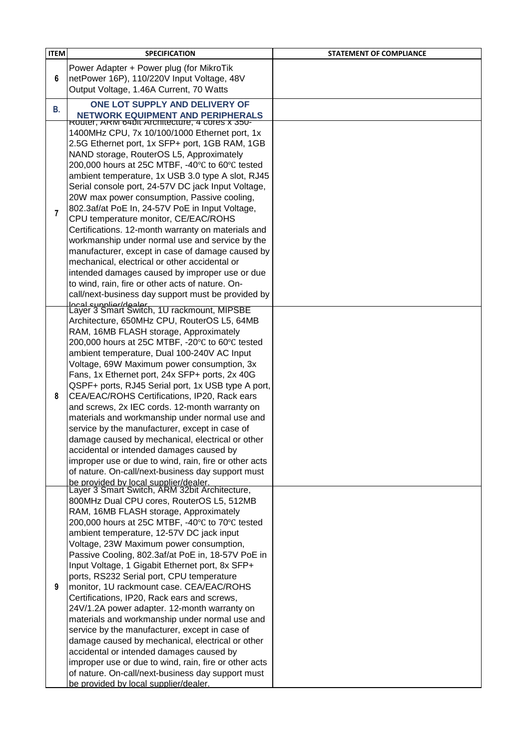| ITEM | SPECIFICATION | STATEMENT OF COMPLIANCE |
|---|---|---|
| 6 | Power Adapter + Power plug (for MikroTik netPower 16P), 110/220V Input Voltage, 48V Output Voltage, 1.46A Current, 70 Watts | |
| B. | **ONE LOT SUPPLY AND DELIVERY OF NETWORK EQUIPMENT AND PERIPHERALS** | |
| 7 | Router, ARM 64bit Architecture, 4 cores x 350-1400MHz CPU, 7x 10/100/1000 Ethernet port, 1x 2.5G Ethernet port, 1x SFP+ port, 1GB RAM, 1GB NAND storage, RouterOS L5, Approximately 200,000 hours at 25C MTBF, -40℃ to 60℃ tested ambient temperature, 1x USB 3.0 type A slot, RJ45 Serial console port, 24-57V DC jack Input Voltage, 20W max power consumption, Passive cooling, 802.3af/at PoE In, 24-57V PoE in Input Voltage, CPU temperature monitor, CE/EAC/ROHS Certifications. 12-month warranty on materials and workmanship under normal use and service by the manufacturer, except in case of damage caused by mechanical, electrical or other accidental or intended damages caused by improper use or due to wind, rain, fire or other acts of nature. On-call/next-business day support must be provided by local supplier/dealer. | |
| 8 | Layer 3 Smart Switch, 1U rackmount, MIPSBE Architecture, 650MHz CPU, RouterOS L5, 64MB RAM, 16MB FLASH storage, Approximately 200,000 hours at 25C MTBF, -20℃ to 60℃ tested ambient temperature, Dual 100-240V AC Input Voltage, 69W Maximum power consumption, 3x Fans, 1x Ethernet port, 24x SFP+ ports, 2x 40G QSPF+ ports, RJ45 Serial port, 1x USB type A port, CEA/EAC/ROHS Certifications, IP20, Rack ears and screws, 2x IEC cords. 12-month warranty on materials and workmanship under normal use and service by the manufacturer, except in case of damage caused by mechanical, electrical or other accidental or intended damages caused by improper use or due to wind, rain, fire or other acts of nature. On-call/next-business day support must be provided by local supplier/dealer. | |
| 9 | Layer 3 Smart Switch, ARM 32bit Architecture, 800MHz Dual CPU cores, RouterOS L5, 512MB RAM, 16MB FLASH storage, Approximately 200,000 hours at 25C MTBF, -40℃ to 70℃ tested ambient temperature, 12-57V DC jack input Voltage, 23W Maximum power consumption, Passive Cooling, 802.3af/at PoE in, 18-57V PoE in Input Voltage, 1 Gigabit Ethernet port, 8x SFP+ ports, RS232 Serial port, CPU temperature monitor, 1U rackmount case. CEA/EAC/ROHS Certifications, IP20, Rack ears and screws, 24V/1.2A power adapter. 12-month warranty on materials and workmanship under normal use and service by the manufacturer, except in case of damage caused by mechanical, electrical or other accidental or intended damages caused by improper use or due to wind, rain, fire or other acts of nature. On-call/next-business day support must be provided by local supplier/dealer. | |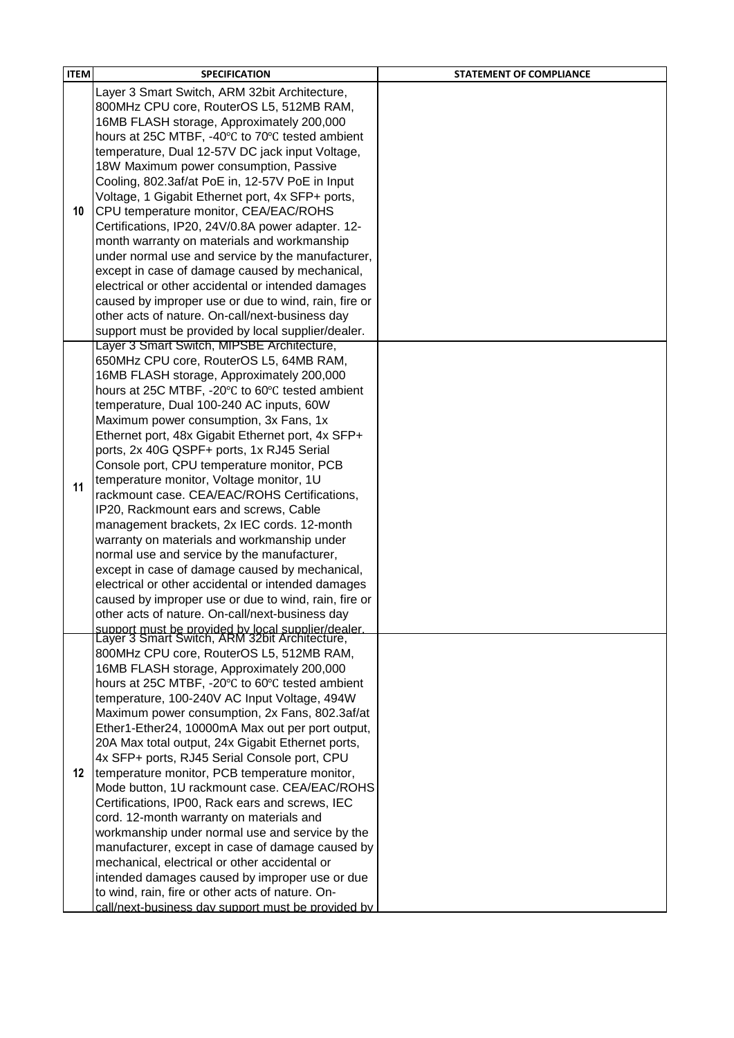| ITEM | SPECIFICATION | STATEMENT OF COMPLIANCE |
|---|---|---|
| 10 | Layer 3 Smart Switch, ARM 32bit Architecture, 800MHz CPU core, RouterOS L5, 512MB RAM, 16MB FLASH storage, Approximately 200,000 hours at 25C MTBF, -40℃ to 70℃ tested ambient temperature, Dual 12-57V DC jack input Voltage, 18W Maximum power consumption, Passive Cooling, 802.3af/at PoE in, 12-57V PoE in Input Voltage, 1 Gigabit Ethernet port, 4x SFP+ ports, CPU temperature monitor, CEA/EAC/ROHS Certifications, IP20, 24V/0.8A power adapter. 12-month warranty on materials and workmanship under normal use and service by the manufacturer, except in case of damage caused by mechanical, electrical or other accidental or intended damages caused by improper use or due to wind, rain, fire or other acts of nature. On-call/next-business day support must be provided by local supplier/dealer. | |
| 11 | Layer 3 Smart Switch, MIPSBE Architecture, 650MHz CPU core, RouterOS L5, 64MB RAM, 16MB FLASH storage, Approximately 200,000 hours at 25C MTBF, -20℃ to 60℃ tested ambient temperature, Dual 100-240 AC inputs, 60W Maximum power consumption, 3x Fans, 1x Ethernet port, 48x Gigabit Ethernet port, 4x SFP+ ports, 2x 40G QSPF+ ports, 1x RJ45 Serial Console port, CPU temperature monitor, PCB temperature monitor, Voltage monitor, 1U rackmount case. CEA/EAC/ROHS Certifications, IP20, Rackmount ears and screws, Cable management brackets, 2x IEC cords. 12-month warranty on materials and workmanship under normal use and service by the manufacturer, except in case of damage caused by mechanical, electrical or other accidental or intended damages caused by improper use or due to wind, rain, fire or other acts of nature. On-call/next-business day support must be provided by local supplier/dealer. | |
| 12 | Layer 3 Smart Switch, ARM 32bit Architecture, 800MHz CPU core, RouterOS L5, 512MB RAM, 16MB FLASH storage, Approximately 200,000 hours at 25C MTBF, -20℃ to 60℃ tested ambient temperature, 100-240V AC Input Voltage, 494W Maximum power consumption, 2x Fans, 802.3af/at Ether1-Ether24, 10000mA Max out per port output, 20A Max total output, 24x Gigabit Ethernet ports, 4x SFP+ ports, RJ45 Serial Console port, CPU temperature monitor, PCB temperature monitor, Mode button, 1U rackmount case. CEA/EAC/ROHS Certifications, IP00, Rack ears and screws, IEC cord. 12-month warranty on materials and workmanship under normal use and service by the manufacturer, except in case of damage caused by mechanical, electrical or other accidental or intended damages caused by improper use or due to wind, rain, fire or other acts of nature. On-call/next-business day support must be provided by | |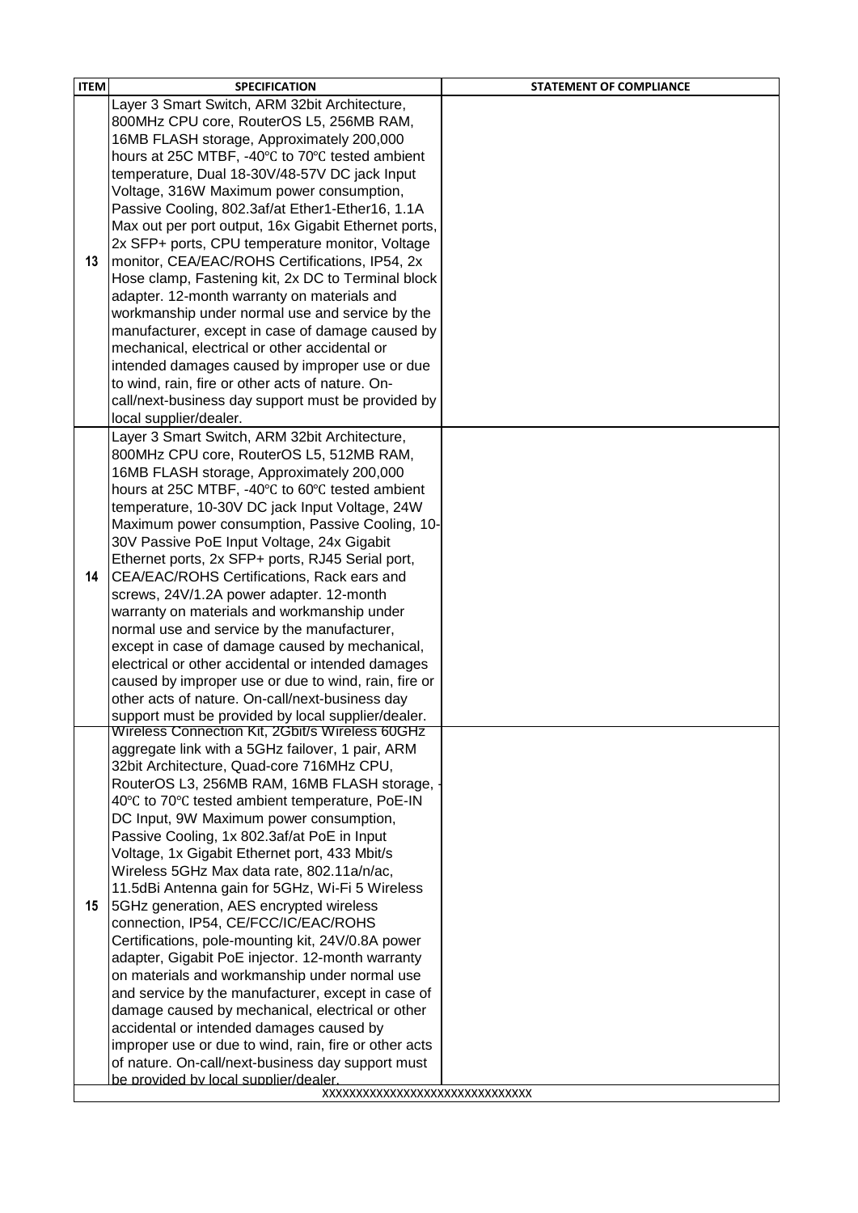| ITEM | SPECIFICATION | STATEMENT OF COMPLIANCE |
| --- | --- | --- |
| 13 | Layer 3 Smart Switch, ARM 32bit Architecture, 800MHz CPU core, RouterOS L5, 256MB RAM, 16MB FLASH storage, Approximately 200,000 hours at 25C MTBF, -40℃ to 70℃ tested ambient temperature, Dual 18-30V/48-57V DC jack Input Voltage, 316W Maximum power consumption, Passive Cooling, 802.3af/at Ether1-Ether16, 1.1A Max out per port output, 16x Gigabit Ethernet ports, 2x SFP+ ports, CPU temperature monitor, Voltage monitor, CEA/EAC/ROHS Certifications, IP54, 2x Hose clamp, Fastening kit, 2x DC to Terminal block adapter. 12-month warranty on materials and workmanship under normal use and service by the manufacturer, except in case of damage caused by mechanical, electrical or other accidental or intended damages caused by improper use or due to wind, rain, fire or other acts of nature. On-call/next-business day support must be provided by local supplier/dealer. | |
| 14 | Layer 3 Smart Switch, ARM 32bit Architecture, 800MHz CPU core, RouterOS L5, 512MB RAM, 16MB FLASH storage, Approximately 200,000 hours at 25C MTBF, -40℃ to 60℃ tested ambient temperature, 10-30V DC jack Input Voltage, 24W Maximum power consumption, Passive Cooling, 10-30V Passive PoE Input Voltage, 24x Gigabit Ethernet ports, 2x SFP+ ports, RJ45 Serial port, CEA/EAC/ROHS Certifications, Rack ears and screws, 24V/1.2A power adapter. 12-month warranty on materials and workmanship under normal use and service by the manufacturer, except in case of damage caused by mechanical, electrical or other accidental or intended damages caused by improper use or due to wind, rain, fire or other acts of nature. On-call/next-business day support must be provided by local supplier/dealer. | |
| 15 | Wireless Connection Kit, 2Gbit/s Wireless 60GHz aggregate link with a 5GHz failover, 1 pair, ARM 32bit Architecture, Quad-core 716MHz CPU, RouterOS L3, 256MB RAM, 16MB FLASH storage, -40℃ to 70℃ tested ambient temperature, PoE-IN DC Input, 9W Maximum power consumption, Passive Cooling, 1x 802.3af/at PoE in Input Voltage, 1x Gigabit Ethernet port, 433 Mbit/s Wireless 5GHz Max data rate, 802.11a/n/ac, 11.5dBi Antenna gain for 5GHz, Wi-Fi 5 Wireless 5GHz generation, AES encrypted wireless connection, IP54, CE/FCC/IC/EAC/ROHS Certifications, pole-mounting kit, 24V/0.8A power adapter, Gigabit PoE injector. 12-month warranty on materials and workmanship under normal use and service by the manufacturer, except in case of damage caused by mechanical, electrical or other accidental or intended damages caused by improper use or due to wind, rain, fire or other acts of nature. On-call/next-business day support must be provided by local supplier/dealer. | |
| | XXXXXXXXXXXXXXXXXXXXXXXXXXXXXX | |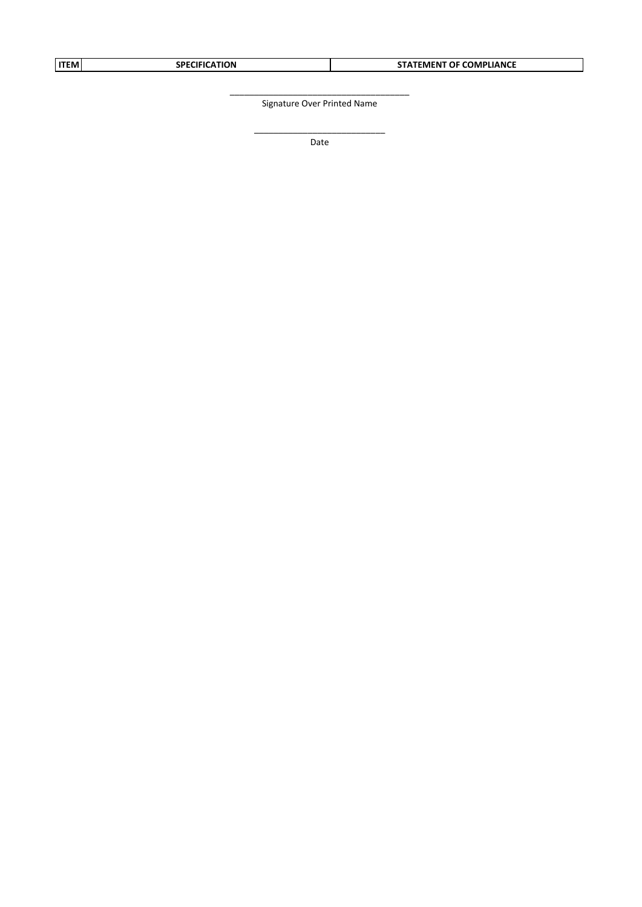| ITEM | SPECIFICATION | STATEMENT OF COMPLIANCE |
|---|---|---|

_______________________________________
Signature Over Printed Name

____________________________
Date